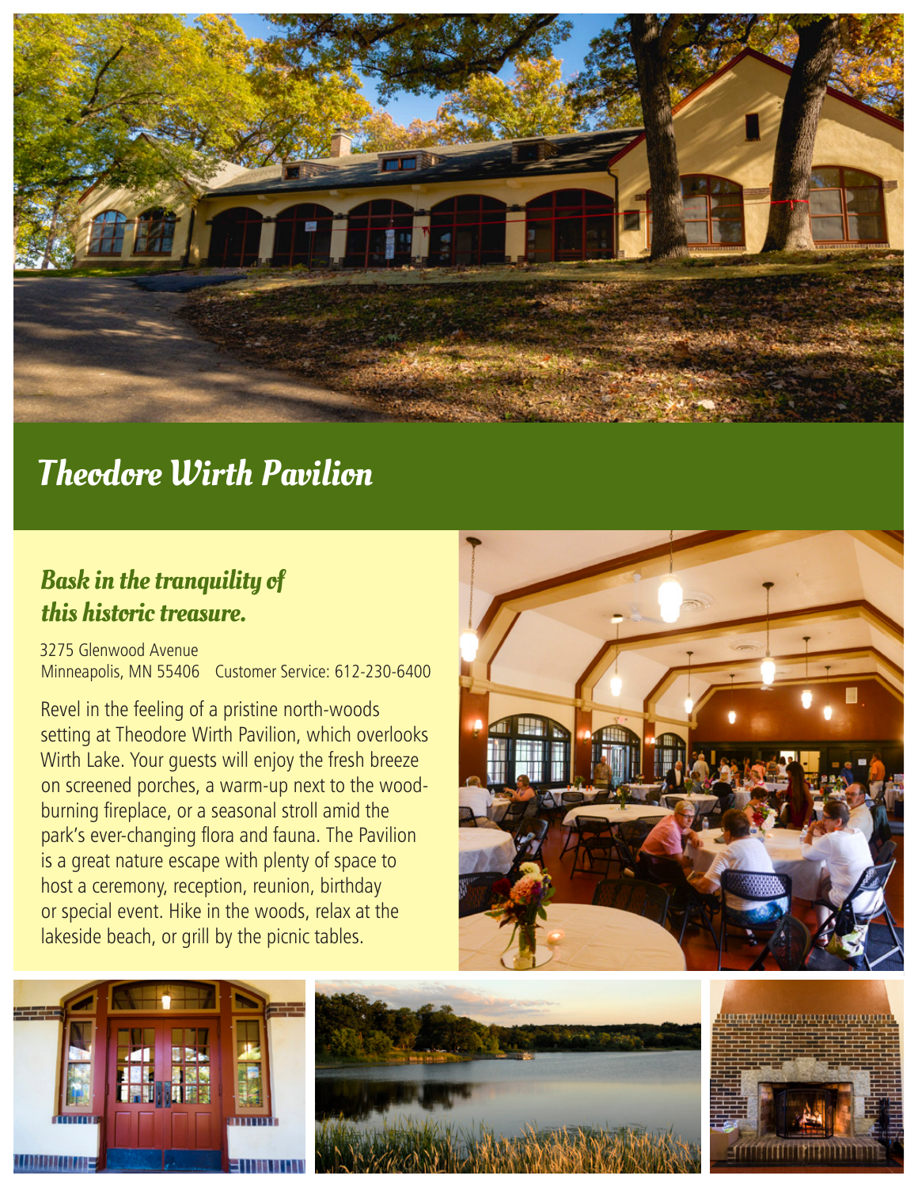# Theodore Wirth Pavilion

## *Bask in the tranquility of this historic treasure.*

3275 Glenwood Avenue
Minneapolis, MN 55406  Customer Service: 612-230-6400

Revel in the feeling of a pristine north-woods setting at Theodore Wirth Pavilion, which overlooks Wirth Lake. Your guests will enjoy the fresh breeze on screened porches, a warm-up next to the wood-burning fireplace, or a seasonal stroll amid the park's ever-changing flora and fauna. The Pavilion is a great nature escape with plenty of space to host a ceremony, reception, reunion, birthday or special event. Hike in the woods, relax at the lakeside beach, or grill by the picnic tables.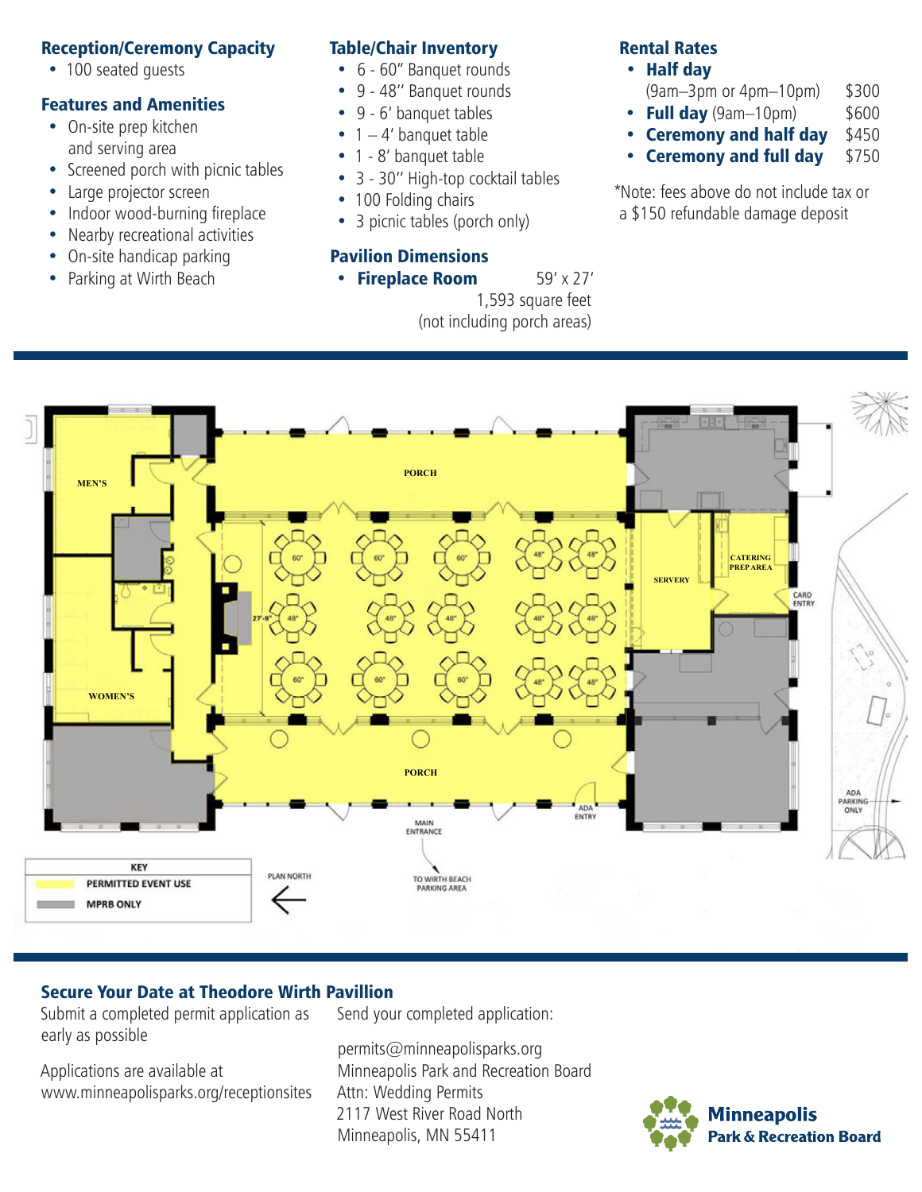## Reception/Ceremony Capacity

- 100 seated guests

## Features and Amenities

- On-site prep kitchen and serving area
- Screened porch with picnic tables
- Large projector screen
- Indoor wood-burning fireplace
- Nearby recreational activities
- On-site handicap parking
- Parking at Wirth Beach

## Table/Chair Inventory

- 6 - 60" Banquet rounds
- 9 - 48" Banquet rounds
- 9 - 6' banquet tables
- 1 – 4' banquet table
- 1 - 8' banquet table
- 3 - 30" High-top cocktail tables
- 100 Folding chairs
- 3 picnic tables (porch only)

## Pavilion Dimensions

- **Fireplace Room** 59' x 27'
  1,593 square feet
  (not including porch areas)

## Rental Rates

- **Half day** (9am–3pm or 4pm–10pm) $300
- **Full day** (9am–10pm) $600
- **Ceremony and half day** $450
- **Ceremony and full day** $750

*Note: fees above do not include tax or a $150 refundable damage deposit

PORCH

MEN'S

60" 60" 60" 48" 48"

27'-9" 48" 48" 48" 48" 48"

60" 60" 60" 48" 48"

WOMEN'S

PORCH

SERVERY

CATERING PREP AREA

CARD ENTRY

ADA ENTRY

MAIN ENTRANCE

ADA PARKING ONLY

TO WIRTH BEACH PARKING AREA

PLAN NORTH

KEY

PERMITTED EVENT USE

MPRB ONLY

## Secure Your Date at Theodore Wirth Pavillion

Submit a completed permit application as early as possible

Applications are available at www.minneapolisparks.org/receptionsites

Send your completed application:

permits@minneapolisparks.org
Minneapolis Park and Recreation Board
Attn: Wedding Permits
2117 West River Road North
Minneapolis, MN 55411

**Minneapolis Park & Recreation Board**